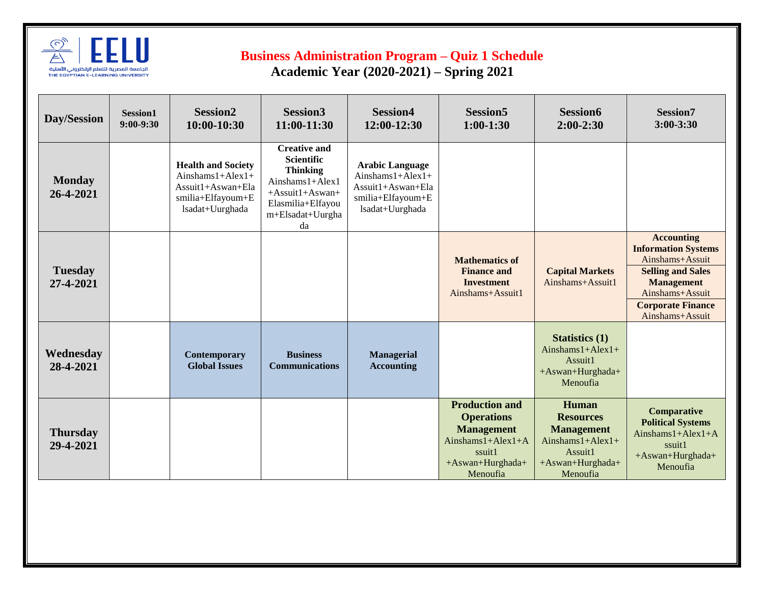# Business Administration Program – Quiz 1 Schedule

## Academic Year (2020-2021) – Spring 2021

| Day/Session | Session1 9:00-9:30 | Session2 10:00-10:30 | Session3 11:00-11:30 | Session4 12:00-12:30 | Session5 1:00-1:30 | Session6 2:00-2:30 | Session7 3:00-3:30 |
|---|---|---|---|---|---|---|---|
| **Monday 26-4-2021** | | **Health and Society** Ainshams1+Alex1+Assuit1+Aswan+Elasmilia+Elfayoum+Elsadat+Uurghada | **Creative and Scientific Thinking** Ainshams1+Alex1+Assuit1+Aswan+Elasmilia+Elfayoum+Elsadat+Uurghada | **Arabic Language** Ainshams1+Alex1+Assuit1+Aswan+Elasmilia+Elfayoum+Elsadat+Uurghada | | | |
| **Tuesday 27-4-2021** | | | | | **Mathematics of Finance and Investment** Ainshams+Assuit1 | **Capital Markets** Ainshams+Assuit1 | **Accounting Information Systems** Ainshams+Assuit<br>**Selling and Sales Management** Ainshams+Assuit<br>**Corporate Finance** Ainshams+Assuit |
| **Wednesday 28-4-2021** | | **Contemporary Global Issues** | **Business Communications** | **Managerial Accounting** | | **Statistics (1)** Ainshams1+Alex1+Assuit1 +Aswan+Hurghada+Menoufia | |
| **Thursday 29-4-2021** | | | | | **Production and Operations Management** Ainshams1+Alex1+Assuit1 +Aswan+Hurghada+Menoufia | **Human Resources Management** Ainshams1+Alex1+Assuit1 +Aswan+Hurghada+Menoufia | **Comparative Political Systems** Ainshams1+Alex1+Assuit1 +Aswan+Hurghada+Menoufia |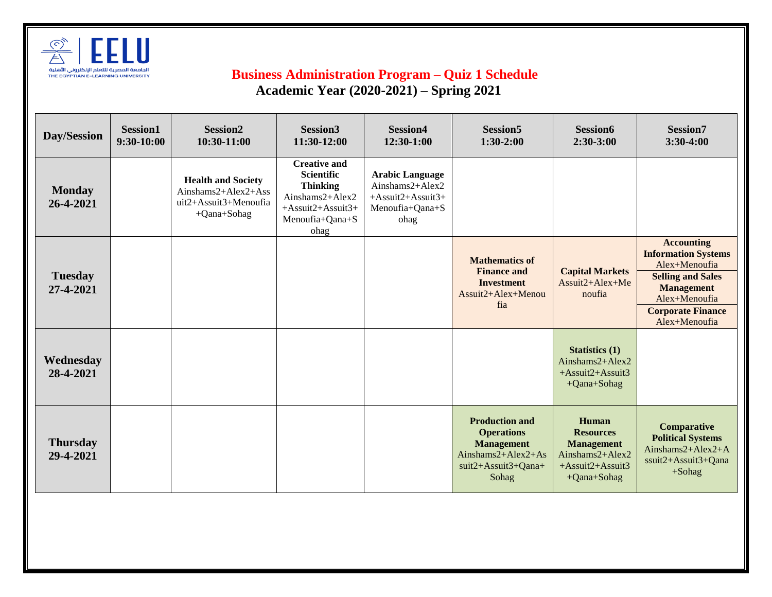EELU

الجامعة المصرية للتعلم الإلكتروني الأهلية
THE EGYPTIAN E-LEARNING UNIVERSITY

## Business Administration Program – Quiz 1 Schedule

### Academic Year (2020-2021) – Spring 2021

| Day/Session | Session1 9:30-10:00 | Session2 10:30-11:00 | Session3 11:30-12:00 | Session4 12:30-1:00 | Session5 1:30-2:00 | Session6 2:30-3:00 | Session7 3:30-4:00 |
|---|---|---|---|---|---|---|---|
| **Monday 26-4-2021** | | **Health and Society** Ainshams2+Alex2+Assuit2+Assuit3+Menoufia+Qana+Sohag | **Creative and Scientific Thinking** Ainshams2+Alex2+Assuit2+Assuit3+Menoufia+Qana+Sohag | **Arabic Language** Ainshams2+Alex2+Assuit2+Assuit3+Menoufia+Qana+Sohag | | | |
| **Tuesday 27-4-2021** | | | | | **Mathematics of Finance and Investment** Assuit2+Alex+Menoufia | **Capital Markets** Assuit2+Alex+Menoufia | **Accounting Information Systems** Alex+Menoufia<br>**Selling and Sales Management** Alex+Menoufia<br>**Corporate Finance** Alex+Menoufia |
| **Wednesday 28-4-2021** | | | | | | **Statistics (1)** Ainshams2+Alex2+Assuit2+Assuit3+Qana+Sohag | |
| **Thursday 29-4-2021** | | | | | **Production and Operations Management** Ainshams2+Alex2+Assuit2+Assuit3+Qana+Sohag | **Human Resources Management** Ainshams2+Alex2+Assuit2+Assuit3+Qana+Sohag | **Comparative Political Systems** Ainshams2+Alex2+Assuit2+Assuit3+Qana+Sohag |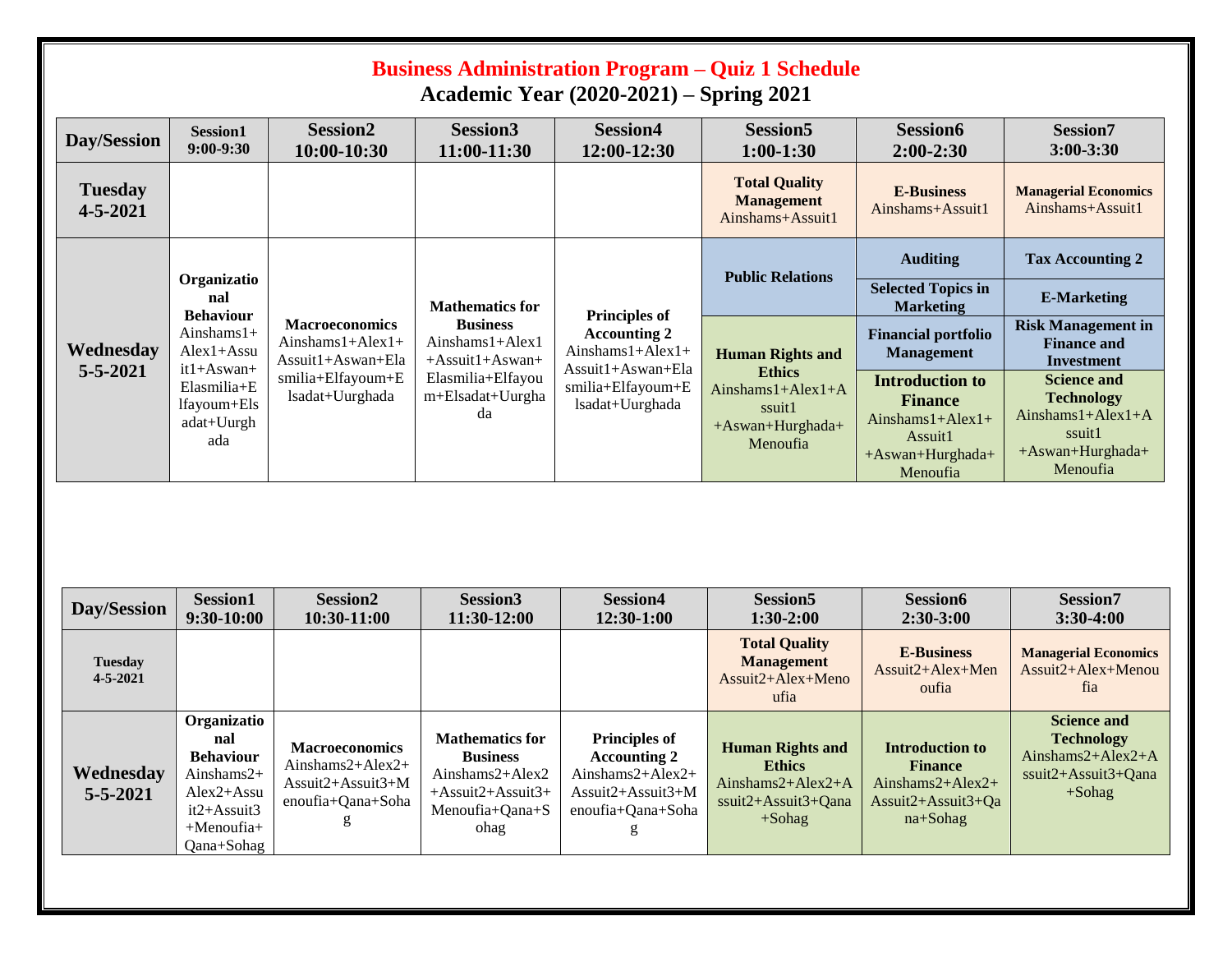# Business Administration Program – Quiz 1 Schedule

## Academic Year (2020-2021) – Spring 2021

| Day/Session | Session1 9:00-9:30 | Session2 10:00-10:30 | Session3 11:00-11:30 | Session4 12:00-12:30 | Session5 1:00-1:30 | Session6 2:00-2:30 | Session7 3:00-3:30 |
|---|---|---|---|---|---|---|---|
| **Tuesday 4-5-2021** | | | | | **Total Quality Management** Ainshams+Assuit1 | **E-Business** Ainshams+Assuit1 | **Managerial Economics** Ainshams+Assuit1 |
| **Wednesday 5-5-2021** | **Organizational Behaviour** Ainshams1+Alex1+Assuit1+Aswan+Elasmilia+Elfayoum+Elsadat+Uurghada | **Macroeconomics** Ainshams1+Alex1+Assuit1+Aswan+Elasmilia+Elfayoum+Elsadat+Uurghada | **Mathematics for Business** Ainshams1+Alex1+Assuit1+Aswan+Elasmilia+Elfayoum+Elsadat+Uurghada | **Principles of Accounting 2** Ainshams1+Alex1+Assuit1+Aswan+Elasmilia+Elfayoum+Elsadat+Uurghada | **Public Relations** | **Auditing** | **Tax Accounting 2** |
| | | | | | | **Selected Topics in Marketing** | **E-Marketing** |
| | | | | | **Human Rights and Ethics** Ainshams1+Alex1+Assuit1 +Aswan+Hurghada+Menoufia | **Financial portfolio Management** | **Risk Management in Finance and Investment** |
| | | | | | | **Introduction to Finance** Ainshams1+Alex1+Assuit1 +Aswan+Hurghada+Menoufia | **Science and Technology** Ainshams1+Alex1+Assuit1 +Aswan+Hurghada+Menoufia |

| Day/Session | Session1 9:30-10:00 | Session2 10:30-11:00 | Session3 11:30-12:00 | Session4 12:30-1:00 | Session5 1:30-2:00 | Session6 2:30-3:00 | Session7 3:30-4:00 |
|---|---|---|---|---|---|---|---|
| **Tuesday 4-5-2021** | | | | | **Total Quality Management** Assuit2+Alex+Menoufia | **E-Business** Assuit2+Alex+Menoufia | **Managerial Economics** Assuit2+Alex+Menoufia |
| **Wednesday 5-5-2021** | **Organizational Behaviour** Ainshams2+Alex2+Assuit2+Assuit3 +Menoufia+Qana+Sohag | **Macroeconomics** Ainshams2+Alex2+Assuit2+Assuit3+Menoufia+Qana+Sohag | **Mathematics for Business** Ainshams2+Alex2 +Assuit2+Assuit3+Menoufia+Qana+Sohag | **Principles of Accounting 2** Ainshams2+Alex2+Assuit2+Assuit3+Menoufia+Qana+Sohag | **Human Rights and Ethics** Ainshams2+Alex2+Assuit2+Assuit3+Qana+Sohag | **Introduction to Finance** Ainshams2+Alex2+Assuit2+Assuit3+Qana+Sohag | **Science and Technology** Ainshams2+Alex2+Assuit2+Assuit3+Qana+Sohag |